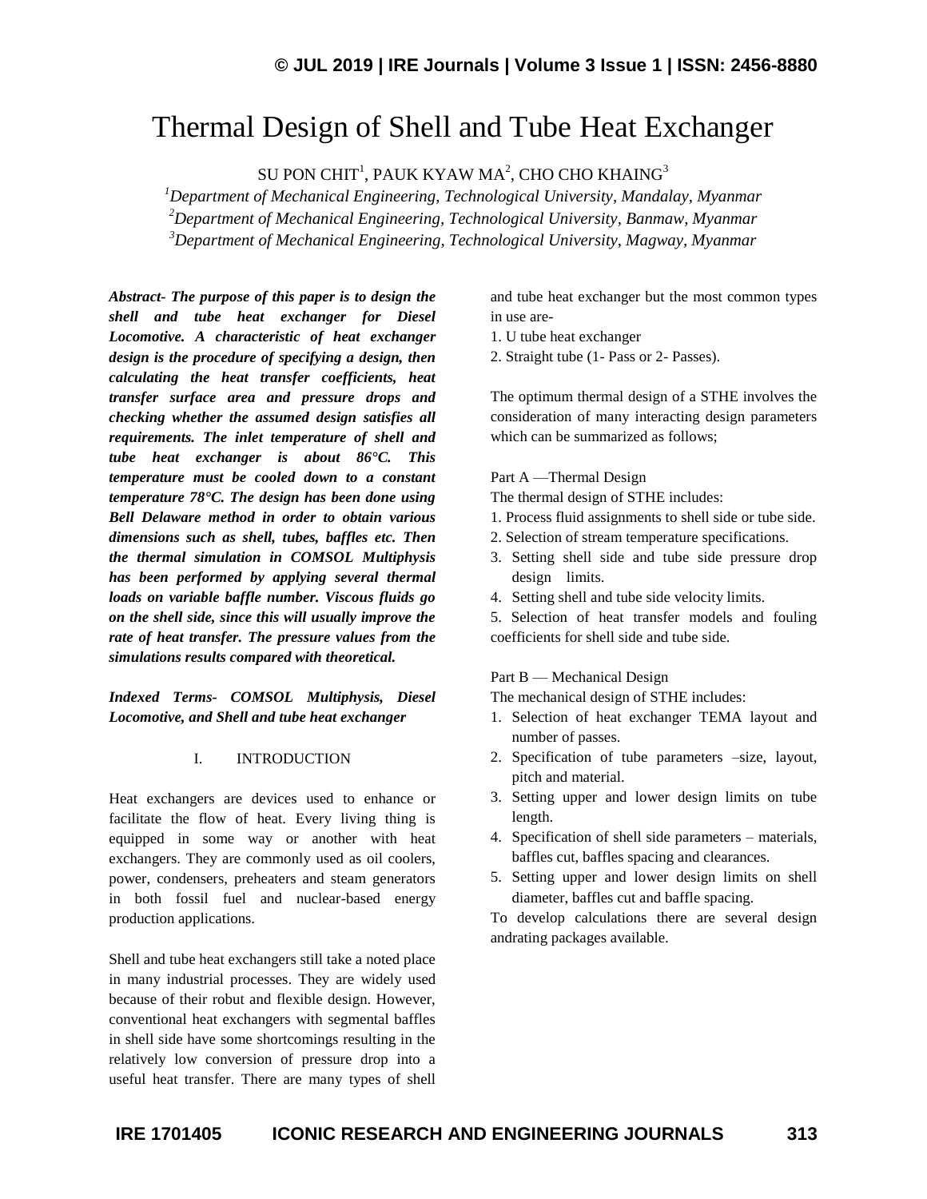# Thermal Design of Shell and Tube Heat Exchanger

SU PON CHIT[1], PAUK KYAW MA[2], CHO CHO KHAING[3]

[1]*Department of Mechanical Engineering, Technological University, Mandalay, Myanmar*
[2]*Department of Mechanical Engineering, Technological University, Banmaw, Myanmar*
[3]*Department of Mechanical Engineering, Technological University, Magway, Myanmar*

***Abstract- The purpose of this paper is to design the shell and tube heat exchanger for Diesel Locomotive. A characteristic of heat exchanger design is the procedure of specifying a design, then calculating the heat transfer coefficients, heat transfer surface area and pressure drops and checking whether the assumed design satisfies all requirements. The inlet temperature of shell and tube heat exchanger is about 86°C. This temperature must be cooled down to a constant temperature 78°C. The design has been done using Bell Delaware method in order to obtain various dimensions such as shell, tubes, baffles etc. Then the thermal simulation in COMSOL Multiphysis has been performed by applying several thermal loads on variable baffle number. Viscous fluids go on the shell side, since this will usually improve the rate of heat transfer. The pressure values from the simulations results compared with theoretical.***

***Indexed Terms- COMSOL Multiphysis, Diesel Locomotive, and Shell and tube heat exchanger***

## I. INTRODUCTION

Heat exchangers are devices used to enhance or facilitate the flow of heat. Every living thing is equipped in some way or another with heat exchangers. They are commonly used as oil coolers, power, condensers, preheaters and steam generators in both fossil fuel and nuclear-based energy production applications.

Shell and tube heat exchangers still take a noted place in many industrial processes. They are widely used because of their robut and flexible design. However, conventional heat exchangers with segmental baffles in shell side have some shortcomings resulting in the relatively low conversion of pressure drop into a useful heat transfer. There are many types of shell and tube heat exchanger but the most common types in use are-

1. U tube heat exchanger
2. Straight tube (1- Pass or 2- Passes).

The optimum thermal design of a STHE involves the consideration of many interacting design parameters which can be summarized as follows;

Part A —Thermal Design

The thermal design of STHE includes:

1. Process fluid assignments to shell side or tube side.
2. Selection of stream temperature specifications.
3. Setting shell side and tube side pressure drop design limits.
4. Setting shell and tube side velocity limits.
5. Selection of heat transfer models and fouling coefficients for shell side and tube side.

Part B — Mechanical Design

The mechanical design of STHE includes:

1. Selection of heat exchanger TEMA layout and number of passes.
2. Specification of tube parameters –size, layout, pitch and material.
3. Setting upper and lower design limits on tube length.
4. Specification of shell side parameters – materials, baffles cut, baffles spacing and clearances.
5. Setting upper and lower design limits on shell diameter, baffles cut and baffle spacing.

To develop calculations there are several design andrating packages available.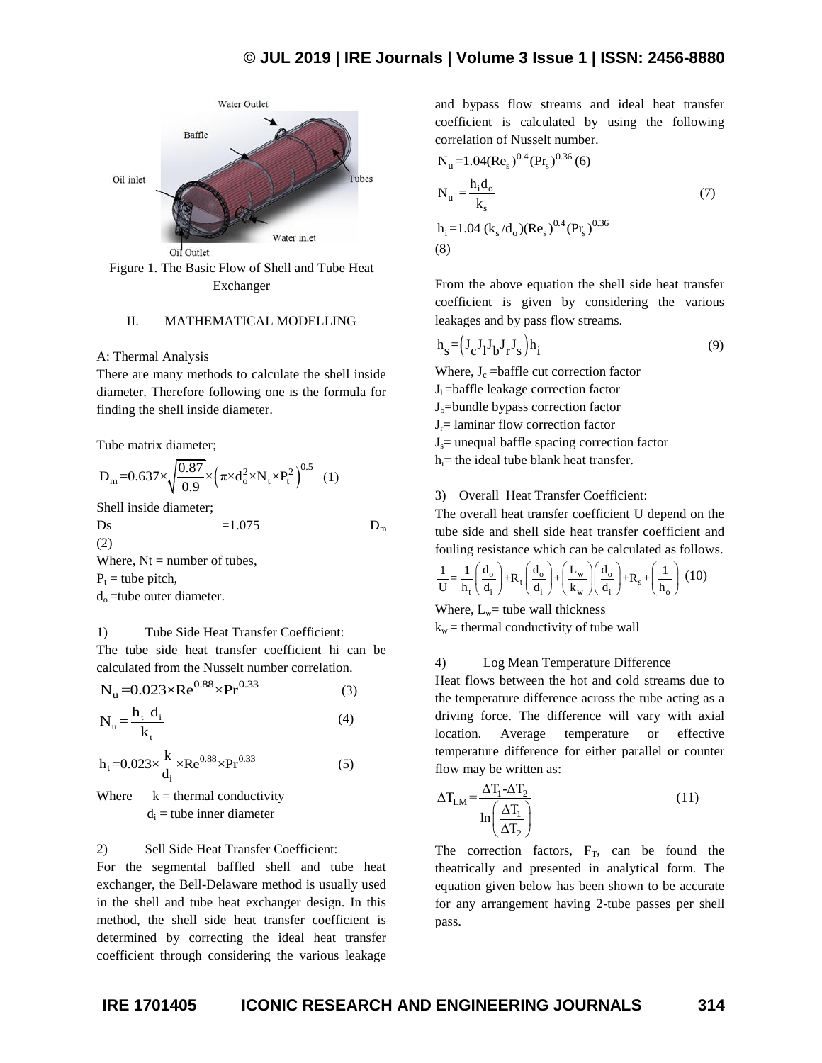Water Outlet

Baffle

Oil inlet

Tubes

Water inlet

Oil Outlet

Figure 1. The Basic Flow of Shell and Tube Heat Exchanger

## II. MATHEMATICAL MODELLING

A: Thermal Analysis

There are many methods to calculate the shell inside diameter. Therefore following one is the formula for finding the shell inside diameter.

Tube matrix diameter;

$$D_m = 0.637 \times \sqrt{\frac{0.87}{0.9}} \times \left(\pi \times d_o^2 \times N_t \times P_t^2\right)^{0.5} \quad (1)$$

Shell inside diameter;

$$Ds = 1.075 \quad D_m \quad (2)$$

Where, Nt = number of tubes,

$P_t$ = tube pitch,

$d_o$ =tube outer diameter.

1) Tube Side Heat Transfer Coefficient:

The tube side heat transfer coefficient hi can be calculated from the Nusselt number correlation.

$$N_u = 0.023 \times Re^{0.88} \times Pr^{0.33} \quad (3)$$

$$N_u = \frac{h_t \ d_i}{k_t} \quad (4)$$

$$h_t = 0.023 \times \frac{k}{d_i} \times Re^{0.88} \times Pr^{0.33} \quad (5)$$

Where k = thermal conductivity

$d_i$ = tube inner diameter

2) Sell Side Heat Transfer Coefficient:

For the segmental baffled shell and tube heat exchanger, the Bell-Delaware method is usually used in the shell and tube heat exchanger design. In this method, the shell side heat transfer coefficient is determined by correcting the ideal heat transfer coefficient through considering the various leakage and bypass flow streams and ideal heat transfer coefficient is calculated by using the following correlation of Nusselt number.

$$N_u = 1.04 (Re_s)^{0.4} (Pr_s)^{0.36} \quad (6)$$

$$N_u = \frac{h_i d_o}{k_s} \quad (7)$$

$$h_i = 1.04 \, (k_s / d_o)(Re_s)^{0.4} (Pr_s)^{0.36} \quad (8)$$

From the above equation the shell side heat transfer coefficient is given by considering the various leakages and by pass flow streams.

$$h_s = \left(J_c J_l J_b J_r J_s\right) h_i \quad (9)$$

Where, $J_c$ =baffle cut correction factor

$J_l$ =baffle leakage correction factor

$J_b$=bundle bypass correction factor

$J_r$= laminar flow correction factor

$J_s$= unequal baffle spacing correction factor

$h_i$= the ideal tube blank heat transfer.

3) Overall Heat Transfer Coefficient:

The overall heat transfer coefficient U depend on the tube side and shell side heat transfer coefficient and fouling resistance which can be calculated as follows.

$$\frac{1}{U} = \frac{1}{h_t}\left(\frac{d_o}{d_i}\right) + R_t\left(\frac{d_o}{d_i}\right) + \left(\frac{L_w}{k_w}\right)\left(\frac{d_o}{d_i}\right) + R_s + \left(\frac{1}{h_o}\right) \quad (10)$$

Where, $L_w$= tube wall thickness

$k_w$ = thermal conductivity of tube wall

4) Log Mean Temperature Difference

Heat flows between the hot and cold streams due to the temperature difference across the tube acting as a driving force. The difference will vary with axial location. Average temperature or effective temperature difference for either parallel or counter flow may be written as:

$$\Delta T_{LM} = \frac{\Delta T_1 - \Delta T_2}{\ln\left(\frac{\Delta T_1}{\Delta T_2}\right)} \quad (11)$$

The correction factors, $F_T$, can be found the theatrically and presented in analytical form. The equation given below has been shown to be accurate for any arrangement having 2-tube passes per shell pass.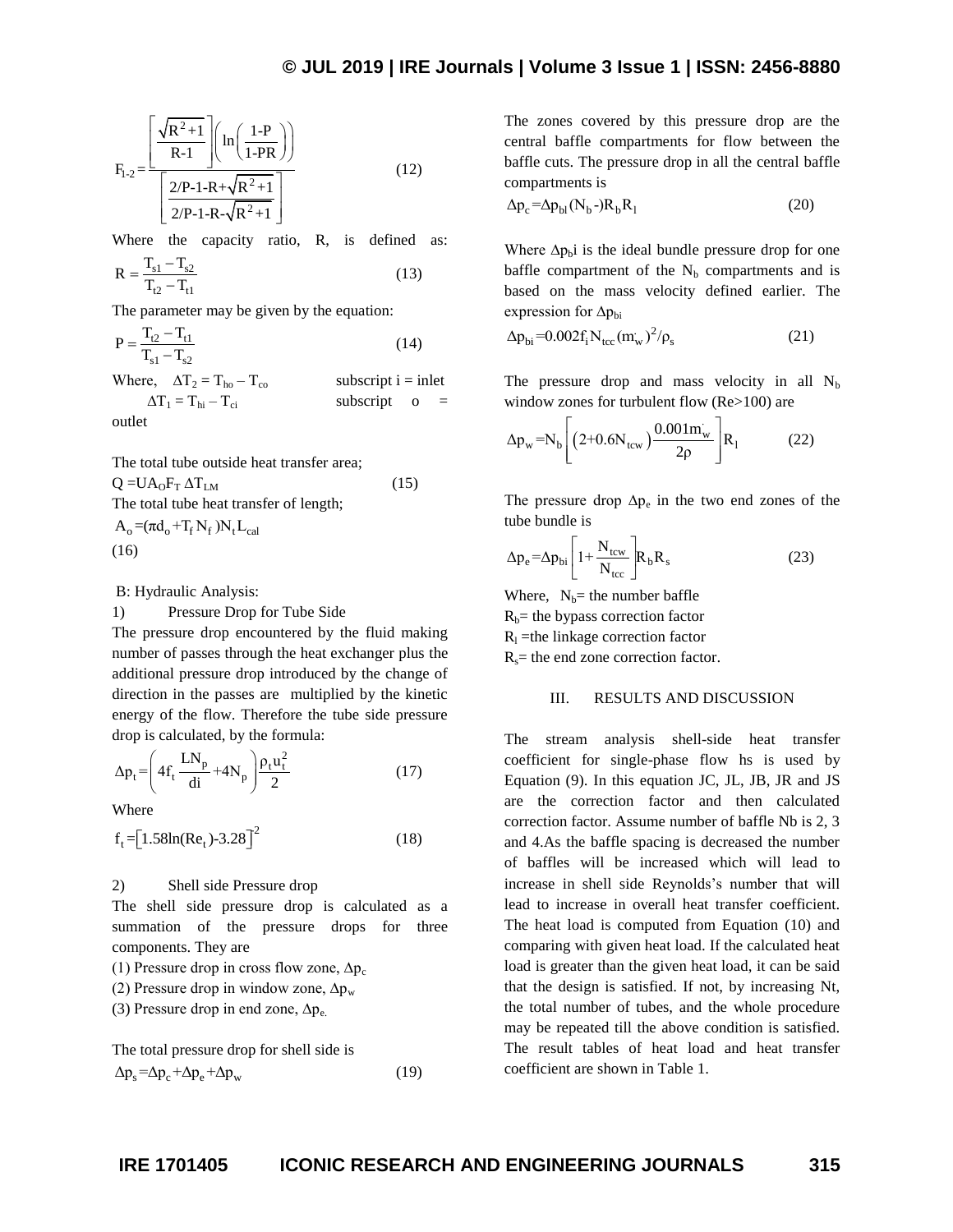$$F_{1-2}=\frac{\left[\frac{\sqrt{R^2+1}}{R-1}\right]\left(\ln\left(\frac{1-P}{1-PR}\right)\right)}{\left[\frac{2/P-1-R+\sqrt{R^2+1}}{2/P-1-R-\sqrt{R^2+1}}\right]} \tag{12}$$

Where the capacity ratio, R, is defined as:

$$R=\frac{T_{s1}-T_{s2}}{T_{t2}-T_{t1}} \tag{13}$$

The parameter may be given by the equation:

$$P=\frac{T_{t2}-T_{t1}}{T_{s1}-T_{s2}} \tag{14}$$

Where, $\Delta T_2 = T_{ho} - T_{co}$ subscript i = inlet

$\Delta T_1 = T_{hi} - T_{ci}$ subscript o = outlet

The total tube outside heat transfer area;

$$Q = UA_O F_T \Delta T_{LM} \tag{15}$$

The total tube heat transfer of length;

$$A_o = (\pi d_o + T_f N_f) N_t L_{cal} \tag{16}$$

B: Hydraulic Analysis:

1) Pressure Drop for Tube Side

The pressure drop encountered by the fluid making number of passes through the heat exchanger plus the additional pressure drop introduced by the change of direction in the passes are multiplied by the kinetic energy of the flow. Therefore the tube side pressure drop is calculated, by the formula:

$$\Delta p_t=\left(4f_t\frac{LN_p}{di}+4N_p\right)\frac{\rho_t u_t^2}{2} \tag{17}$$

Where

$$f_t=\left[1.58\ln(Re_t)-3.28\right]^2 \tag{18}$$

2) Shell side Pressure drop

The shell side pressure drop is calculated as a summation of the pressure drops for three components. They are

(1) Pressure drop in cross flow zone, $\Delta p_c$

(2) Pressure drop in window zone, $\Delta p_w$

(3) Pressure drop in end zone, $\Delta p_e$.

The total pressure drop for shell side is

$$\Delta p_s=\Delta p_c+\Delta p_e+\Delta p_w \tag{19}$$

The zones covered by this pressure drop are the central baffle compartments for flow between the baffle cuts. The pressure drop in all the central baffle compartments is

$$\Delta p_c=\Delta p_{bl}(N_b-)R_b R_l \tag{20}$$

Where $\Delta p_b i$ is the ideal bundle pressure drop for one baffle compartment of the $N_b$ compartments and is based on the mass velocity defined earlier. The expression for $\Delta p_{bi}$

$$\Delta p_{bi}=0.002 f_i N_{tcc}(\dot{m_w})^2/\rho_s \tag{21}$$

The pressure drop and mass velocity in all $N_b$ window zones for turbulent flow (Re>100) are

$$\Delta p_w=N_b\left[\left(2+0.6N_{tcw}\right)\frac{0.001\dot{m_w}}{2\rho}\right]R_l \tag{22}$$

The pressure drop $\Delta p_e$ in the two end zones of the tube bundle is

$$\Delta p_e=\Delta p_{bi}\left[1+\frac{N_{tcw}}{N_{tcc}}\right]R_b R_s \tag{23}$$

Where, $N_b$= the number baffle

$R_b$= the bypass correction factor

$R_l$ =the linkage correction factor

$R_s$= the end zone correction factor.

## III. RESULTS AND DISCUSSION

The stream analysis shell-side heat transfer coefficient for single-phase flow hs is used by Equation (9). In this equation JC, JL, JB, JR and JS are the correction factor and then calculated correction factor. Assume number of baffle Nb is 2, 3 and 4.As the baffle spacing is decreased the number of baffles will be increased which will lead to increase in shell side Reynolds's number that will lead to increase in overall heat transfer coefficient. The heat load is computed from Equation (10) and comparing with given heat load. If the calculated heat load is greater than the given heat load, it can be said that the design is satisfied. If not, by increasing Nt, the total number of tubes, and the whole procedure may be repeated till the above condition is satisfied. The result tables of heat load and heat transfer coefficient are shown in Table 1.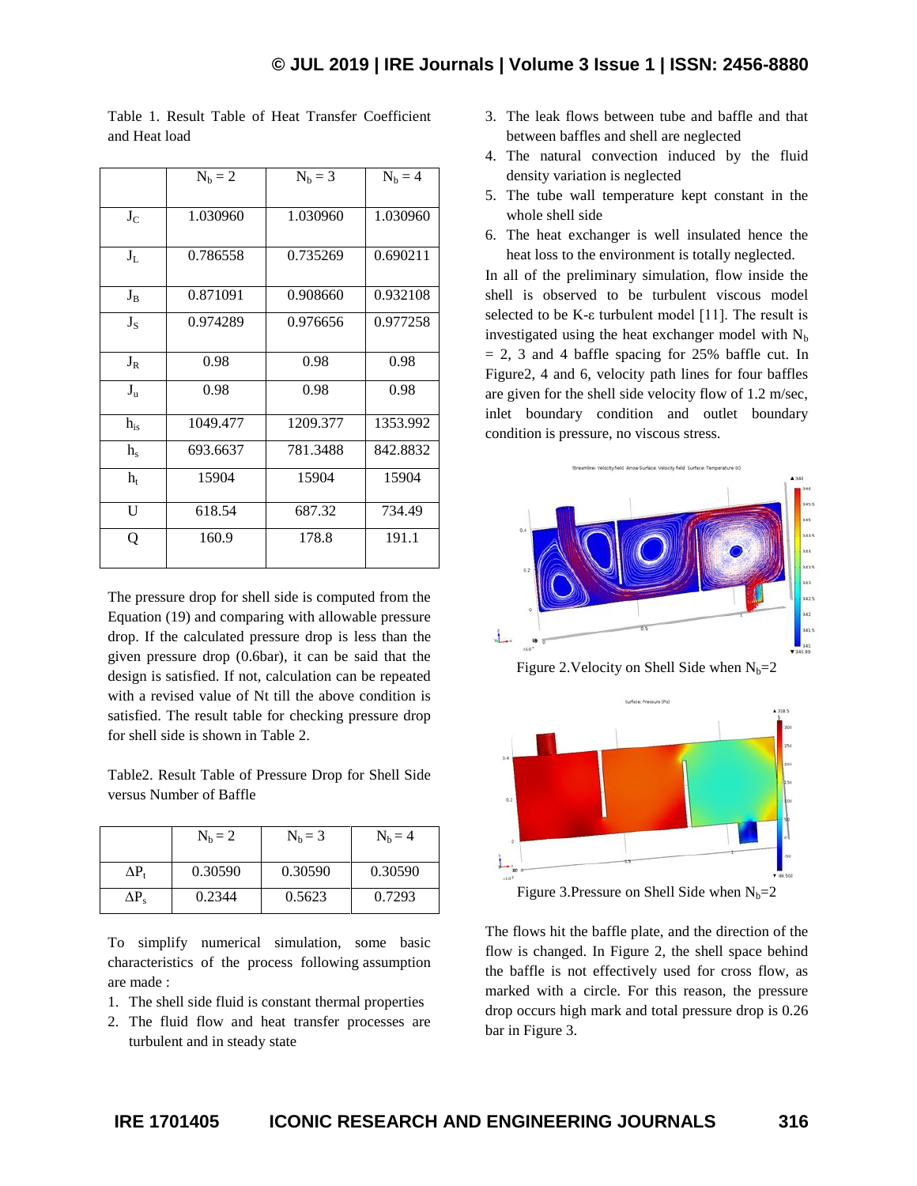Table 1. Result Table of Heat Transfer Coefficient and Heat load

| | $N_b = 2$ | $N_b = 3$ | $N_b = 4$ |
|---|---|---|---|
| $J_C$ | 1.030960 | 1.030960 | 1.030960 |
| $J_L$ | 0.786558 | 0.735269 | 0.690211 |
| $J_B$ | 0.871091 | 0.908660 | 0.932108 |
| $J_S$ | 0.974289 | 0.976656 | 0.977258 |
| $J_R$ | 0.98 | 0.98 | 0.98 |
| $J_u$ | 0.98 | 0.98 | 0.98 |
| $h_{is}$ | 1049.477 | 1209.377 | 1353.992 |
| $h_s$ | 693.6637 | 781.3488 | 842.8832 |
| $h_t$ | 15904 | 15904 | 15904 |
| U | 618.54 | 687.32 | 734.49 |
| Q | 160.9 | 178.8 | 191.1 |

The pressure drop for shell side is computed from the Equation (19) and comparing with allowable pressure drop. If the calculated pressure drop is less than the given pressure drop (0.6bar), it can be said that the design is satisfied. If not, calculation can be repeated with a revised value of Nt till the above condition is satisfied. The result table for checking pressure drop for shell side is shown in Table 2.

Table2. Result Table of Pressure Drop for Shell Side versus Number of Baffle

| | $N_b = 2$ | $N_b = 3$ | $N_b = 4$ |
|---|---|---|---|
| $\Delta P_t$ | 0.30590 | 0.30590 | 0.30590 |
| $\Delta P_s$ | 0.2344 | 0.5623 | 0.7293 |

To simplify numerical simulation, some basic characteristics of the process following assumption are made :

1. The shell side fluid is constant thermal properties
2. The fluid flow and heat transfer processes are turbulent and in steady state
3. The leak flows between tube and baffle and that between baffles and shell are neglected
4. The natural convection induced by the fluid density variation is neglected
5. The tube wall temperature kept constant in the whole shell side
6. The heat exchanger is well insulated hence the heat loss to the environment is totally neglected.

In all of the preliminary simulation, flow inside the shell is observed to be turbulent viscous model selected to be K-ε turbulent model [11]. The result is investigated using the heat exchanger model with $N_b = 2$, 3 and 4 baffle spacing for 25% baffle cut. In Figure2, 4 and 6, velocity path lines for four baffles are given for the shell side velocity flow of 1.2 m/sec, inlet boundary condition and outlet boundary condition is pressure, no viscous stress.

Figure 2.Velocity on Shell Side when $N_b$=2

Figure 3.Pressure on Shell Side when $N_b$=2

The flows hit the baffle plate, and the direction of the flow is changed. In Figure 2, the shell space behind the baffle is not effectively used for cross flow, as marked with a circle. For this reason, the pressure drop occurs high mark and total pressure drop is 0.26 bar in Figure 3.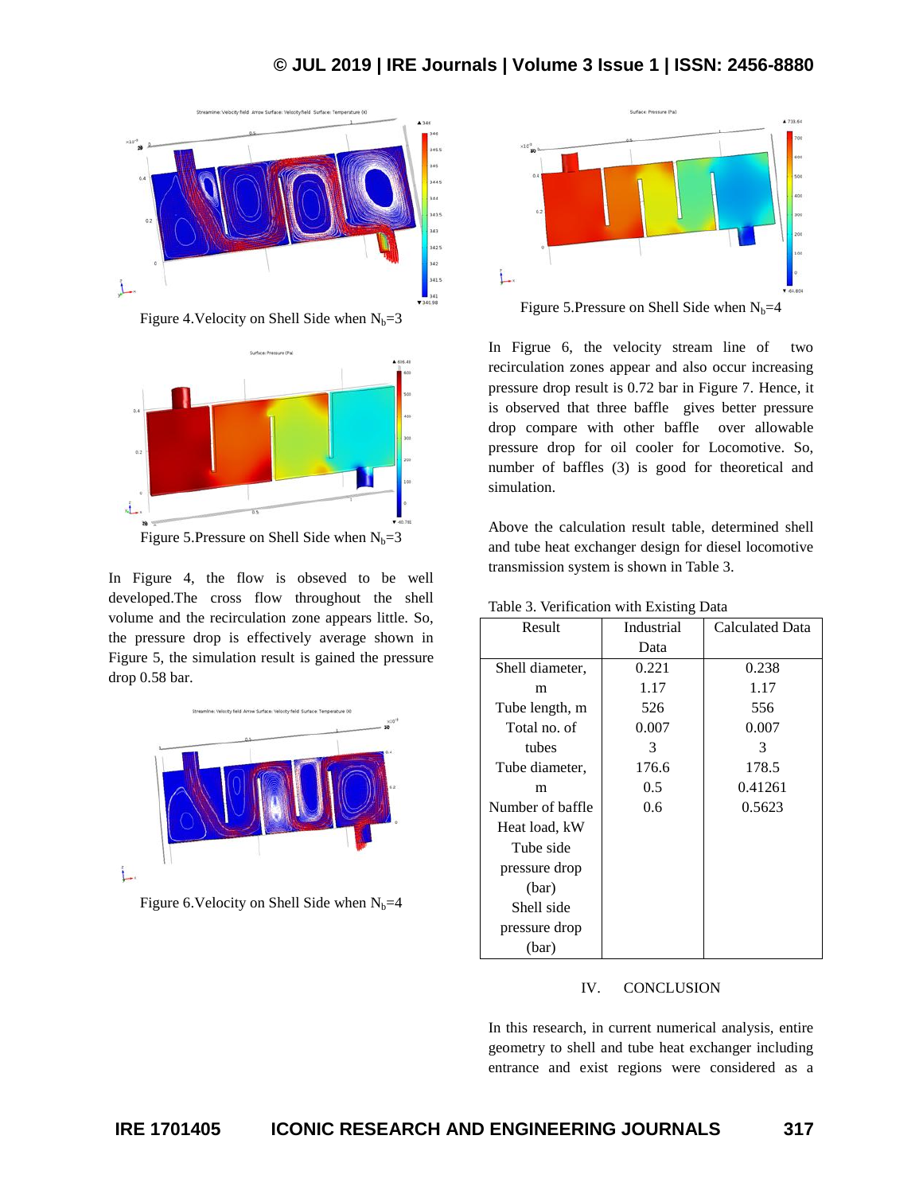Figure 4.Velocity on Shell Side when $N_b$=3

Figure 5.Pressure on Shell Side when $N_b$=3

In Figure 4, the flow is obseved to be well developed.The cross flow throughout the shell volume and the recirculation zone appears little. So, the pressure drop is effectively average shown in Figure 5, the simulation result is gained the pressure drop 0.58 bar.

Figure 6.Velocity on Shell Side when $N_b$=4

Figure 5.Pressure on Shell Side when $N_b$=4

In Figrue 6, the velocity stream line of two recirculation zones appear and also occur increasing pressure drop result is 0.72 bar in Figure 7. Hence, it is observed that three baffle gives better pressure drop compare with other baffle over allowable pressure drop for oil cooler for Locomotive. So, number of baffles (3) is good for theoretical and simulation.

Above the calculation result table, determined shell and tube heat exchanger design for diesel locomotive transmission system is shown in Table 3.

Table 3. Verification with Existing Data

| Result | Industrial Data | Calculated Data |
|---|---|---|
| Shell diameter, m | 0.221 | 0.238 |
| Tube length, m | 1.17 | 1.17 |
| Total no. of tubes | 526 | 556 |
| Tube diameter, m | 0.007 | 0.007 |
| Number of baffle | 3 | 3 |
| Heat load, kW | 176.6 | 178.5 |
| Tube side pressure drop (bar) | 0.5 | 0.41261 |
| Shell side pressure drop (bar) | 0.6 | 0.5623 |

## IV. CONCLUSION

In this research, in current numerical analysis, entire geometry to shell and tube heat exchanger including entrance and exist regions were considered as a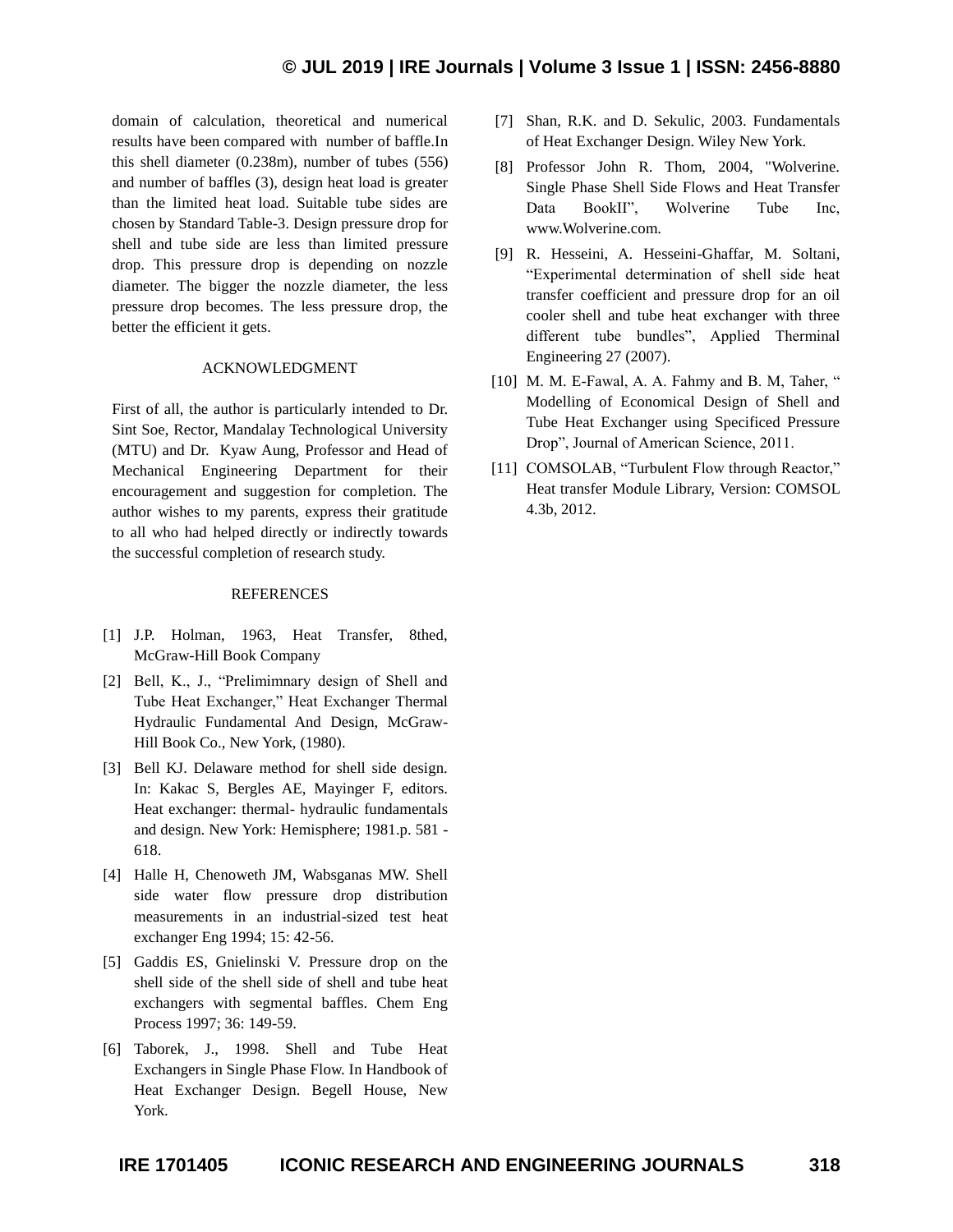domain of calculation, theoretical and numerical results have been compared with number of baffle.In this shell diameter (0.238m), number of tubes (556) and number of baffles (3), design heat load is greater than the limited heat load. Suitable tube sides are chosen by Standard Table-3. Design pressure drop for shell and tube side are less than limited pressure drop. This pressure drop is depending on nozzle diameter. The bigger the nozzle diameter, the less pressure drop becomes. The less pressure drop, the better the efficient it gets.

## ACKNOWLEDGMENT

First of all, the author is particularly intended to Dr. Sint Soe, Rector, Mandalay Technological University (MTU) and Dr. Kyaw Aung, Professor and Head of Mechanical Engineering Department for their encouragement and suggestion for completion. The author wishes to my parents, express their gratitude to all who had helped directly or indirectly towards the successful completion of research study.

## REFERENCES

[1] J.P. Holman, 1963, Heat Transfer, 8thed, McGraw-Hill Book Company

[2] Bell, K., J., "Prelimimnary design of Shell and Tube Heat Exchanger," Heat Exchanger Thermal Hydraulic Fundamental And Design, McGraw-Hill Book Co., New York, (1980).

[3] Bell KJ. Delaware method for shell side design. In: Kakac S, Bergles AE, Mayinger F, editors. Heat exchanger: thermal- hydraulic fundamentals and design. New York: Hemisphere; 1981.p. 581 - 618.

[4] Halle H, Chenoweth JM, Wabsganas MW. Shell side water flow pressure drop distribution measurements in an industrial-sized test heat exchanger Eng 1994; 15: 42-56.

[5] Gaddis ES, Gnielinski V. Pressure drop on the shell side of the shell side of shell and tube heat exchangers with segmental baffles. Chem Eng Process 1997; 36: 149-59.

[6] Taborek, J., 1998. Shell and Tube Heat Exchangers in Single Phase Flow. In Handbook of Heat Exchanger Design. Begell House, New York.

[7] Shan, R.K. and D. Sekulic, 2003. Fundamentals of Heat Exchanger Design. Wiley New York.

[8] Professor John R. Thom, 2004, "Wolverine. Single Phase Shell Side Flows and Heat Transfer Data BookII", Wolverine Tube Inc, www.Wolverine.com.

[9] R. Hesseini, A. Hesseini-Ghaffar, M. Soltani, "Experimental determination of shell side heat transfer coefficient and pressure drop for an oil cooler shell and tube heat exchanger with three different tube bundles", Applied Therminal Engineering 27 (2007).

[10] M. M. E-Fawal, A. A. Fahmy and B. M, Taher, " Modelling of Economical Design of Shell and Tube Heat Exchanger using Specificed Pressure Drop", Journal of American Science, 2011.

[11] COMSOLAB, "Turbulent Flow through Reactor," Heat transfer Module Library, Version: COMSOL 4.3b, 2012.